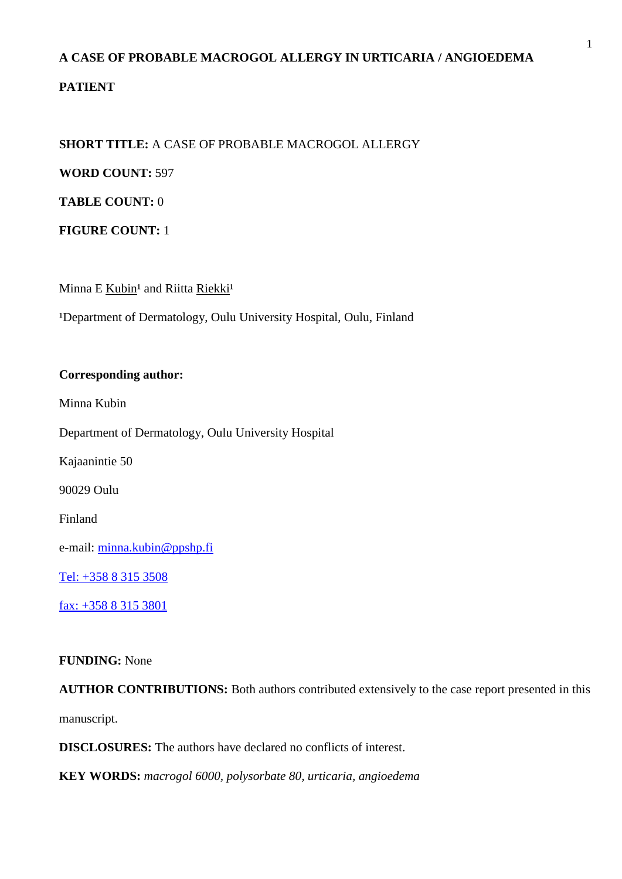# A CASE OF PROBABLE MACROGOL ALLERGY IN URTICARIA / ANGIOEDEMA PATIENT

**SHORT TITLE:** A CASE OF PROBABLE MACROGOL ALLERGY

**WORD COUNT:** 597

**TABLE COUNT:** 0

**FIGURE COUNT:** 1

Minna E Kubin[1] and Riitta Riekki[1]

[1]Department of Dermatology, Oulu University Hospital, Oulu, Finland

**Corresponding author:**

Minna Kubin

Department of Dermatology, Oulu University Hospital

Kajaanintie 50

90029 Oulu

Finland

e-mail: minna.kubin@ppshp.fi

Tel: +358 8 315 3508

fax: +358 8 315 3801

**FUNDING:** None

**AUTHOR CONTRIBUTIONS:** Both authors contributed extensively to the case report presented in this manuscript.

**DISCLOSURES:** The authors have declared no conflicts of interest.

**KEY WORDS:** *macrogol 6000, polysorbate 80, urticaria, angioedema*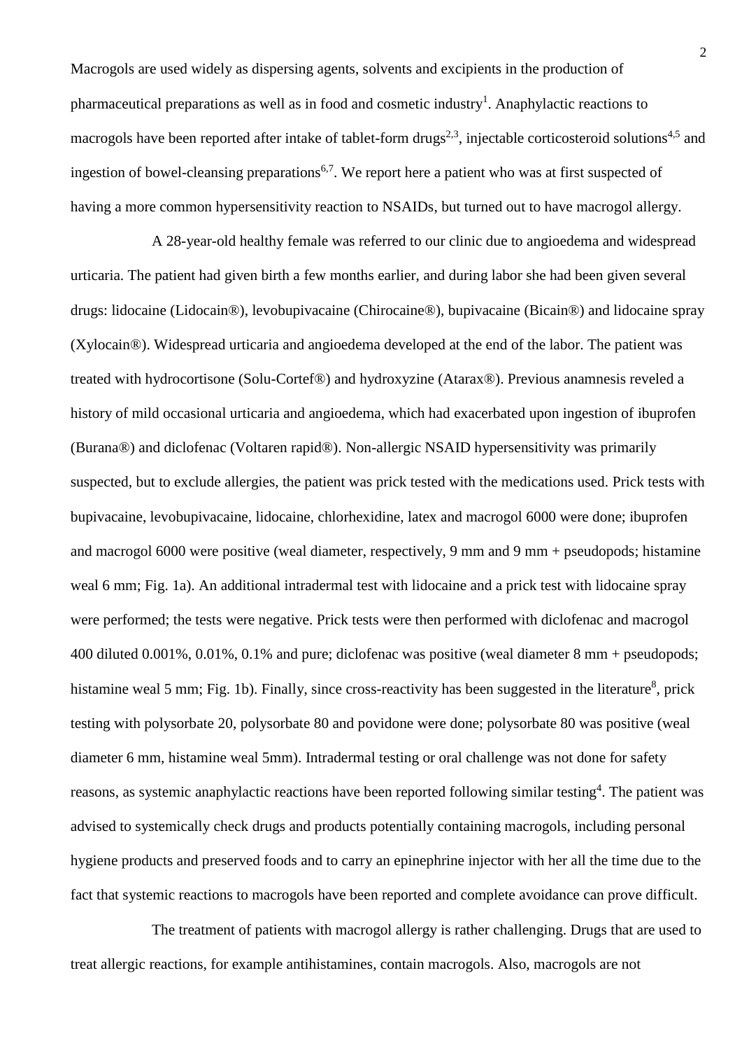Macrogols are used widely as dispersing agents, solvents and excipients in the production of pharmaceutical preparations as well as in food and cosmetic industry[1]. Anaphylactic reactions to macrogols have been reported after intake of tablet-form drugs[2,3], injectable corticosteroid solutions[4,5] and ingestion of bowel-cleansing preparations[6,7]. We report here a patient who was at first suspected of having a more common hypersensitivity reaction to NSAIDs, but turned out to have macrogol allergy.

A 28-year-old healthy female was referred to our clinic due to angioedema and widespread urticaria. The patient had given birth a few months earlier, and during labor she had been given several drugs: lidocaine (Lidocain®), levobupivacaine (Chirocaine®), bupivacaine (Bicain®) and lidocaine spray (Xylocain®). Widespread urticaria and angioedema developed at the end of the labor. The patient was treated with hydrocortisone (Solu-Cortef®) and hydroxyzine (Atarax®). Previous anamnesis reveled a history of mild occasional urticaria and angioedema, which had exacerbated upon ingestion of ibuprofen (Burana®) and diclofenac (Voltaren rapid®). Non-allergic NSAID hypersensitivity was primarily suspected, but to exclude allergies, the patient was prick tested with the medications used. Prick tests with bupivacaine, levobupivacaine, lidocaine, chlorhexidine, latex and macrogol 6000 were done; ibuprofen and macrogol 6000 were positive (weal diameter, respectively, 9 mm and 9 mm + pseudopods; histamine weal 6 mm; Fig. 1a). An additional intradermal test with lidocaine and a prick test with lidocaine spray were performed; the tests were negative. Prick tests were then performed with diclofenac and macrogol 400 diluted 0.001%, 0.01%, 0.1% and pure; diclofenac was positive (weal diameter 8 mm + pseudopods; histamine weal 5 mm; Fig. 1b). Finally, since cross-reactivity has been suggested in the literature[8], prick testing with polysorbate 20, polysorbate 80 and povidone were done; polysorbate 80 was positive (weal diameter 6 mm, histamine weal 5mm). Intradermal testing or oral challenge was not done for safety reasons, as systemic anaphylactic reactions have been reported following similar testing[4]. The patient was advised to systemically check drugs and products potentially containing macrogols, including personal hygiene products and preserved foods and to carry an epinephrine injector with her all the time due to the fact that systemic reactions to macrogols have been reported and complete avoidance can prove difficult.

The treatment of patients with macrogol allergy is rather challenging. Drugs that are used to treat allergic reactions, for example antihistamines, contain macrogols. Also, macrogols are not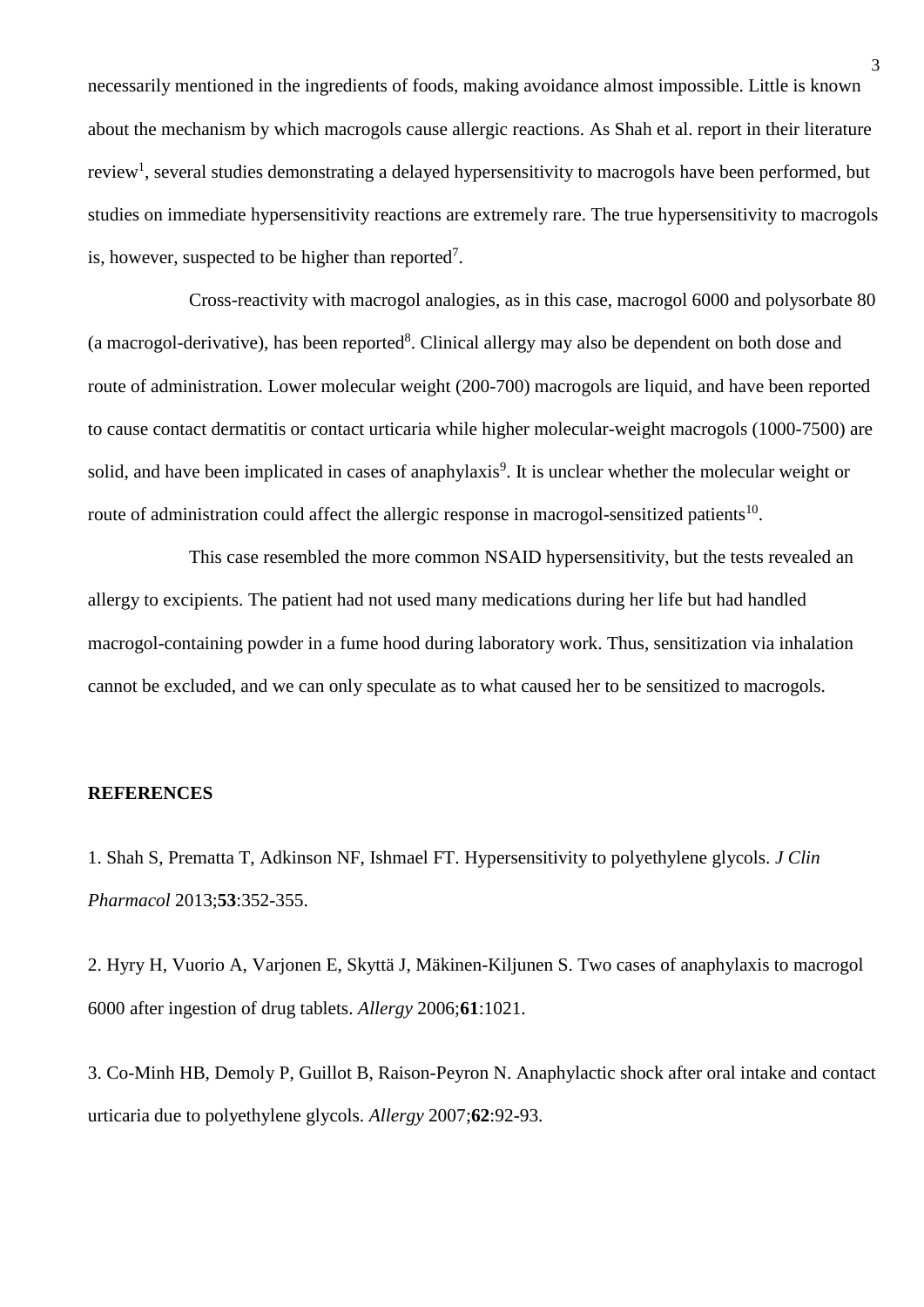necessarily mentioned in the ingredients of foods, making avoidance almost impossible. Little is known about the mechanism by which macrogols cause allergic reactions. As Shah et al. report in their literature review[1], several studies demonstrating a delayed hypersensitivity to macrogols have been performed, but studies on immediate hypersensitivity reactions are extremely rare. The true hypersensitivity to macrogols is, however, suspected to be higher than reported[7].

Cross-reactivity with macrogol analogies, as in this case, macrogol 6000 and polysorbate 80 (a macrogol-derivative), has been reported[8]. Clinical allergy may also be dependent on both dose and route of administration. Lower molecular weight (200-700) macrogols are liquid, and have been reported to cause contact dermatitis or contact urticaria while higher molecular-weight macrogols (1000-7500) are solid, and have been implicated in cases of anaphylaxis[9]. It is unclear whether the molecular weight or route of administration could affect the allergic response in macrogol-sensitized patients[10].

This case resembled the more common NSAID hypersensitivity, but the tests revealed an allergy to excipients. The patient had not used many medications during her life but had handled macrogol-containing powder in a fume hood during laboratory work. Thus, sensitization via inhalation cannot be excluded, and we can only speculate as to what caused her to be sensitized to macrogols.

## REFERENCES

1. Shah S, Prematta T, Adkinson NF, Ishmael FT. Hypersensitivity to polyethylene glycols. *J Clin Pharmacol* 2013;**53**:352-355.

2. Hyry H, Vuorio A, Varjonen E, Skyttä J, Mäkinen-Kiljunen S. Two cases of anaphylaxis to macrogol 6000 after ingestion of drug tablets. *Allergy* 2006;**61**:1021.

3. Co-Minh HB, Demoly P, Guillot B, Raison-Peyron N. Anaphylactic shock after oral intake and contact urticaria due to polyethylene glycols. *Allergy* 2007;**62**:92-93.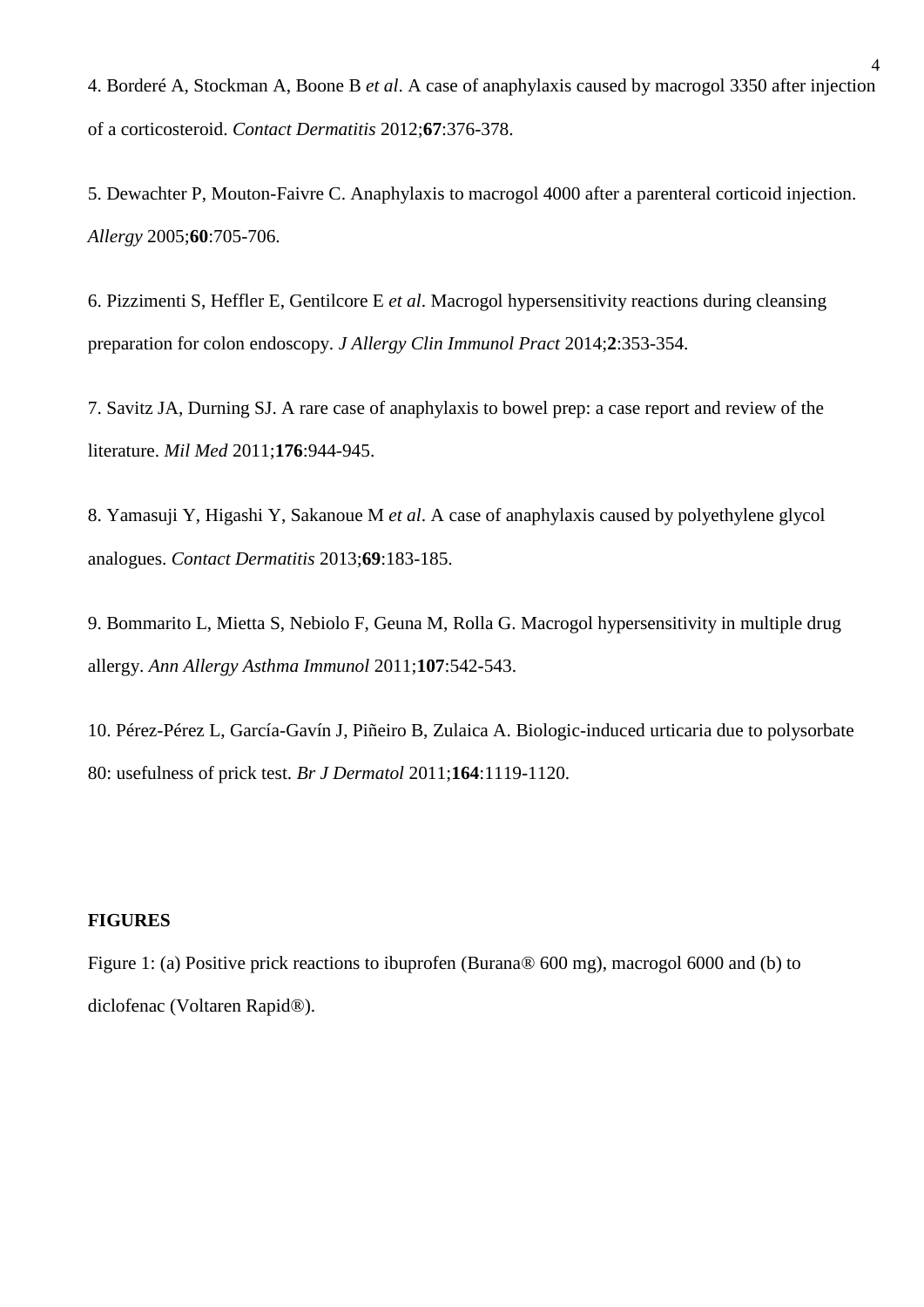4. Borderé A, Stockman A, Boone B *et al*. A case of anaphylaxis caused by macrogol 3350 after injection of a corticosteroid. *Contact Dermatitis* 2012;**67**:376-378.

5. Dewachter P, Mouton-Faivre C. Anaphylaxis to macrogol 4000 after a parenteral corticoid injection. *Allergy* 2005;**60**:705-706.

6. Pizzimenti S, Heffler E, Gentilcore E *et al*. Macrogol hypersensitivity reactions during cleansing preparation for colon endoscopy. *J Allergy Clin Immunol Pract* 2014;**2**:353-354.

7. Savitz JA, Durning SJ. A rare case of anaphylaxis to bowel prep: a case report and review of the literature. *Mil Med* 2011;**176**:944-945.

8. Yamasuji Y, Higashi Y, Sakanoue M *et al*. A case of anaphylaxis caused by polyethylene glycol analogues. *Contact Dermatitis* 2013;**69**:183-185.

9. Bommarito L, Mietta S, Nebiolo F, Geuna M, Rolla G. Macrogol hypersensitivity in multiple drug allergy. *Ann Allergy Asthma Immunol* 2011;**107**:542-543.

10. Pérez-Pérez L, García-Gavín J, Piñeiro B, Zulaica A. Biologic-induced urticaria due to polysorbate 80: usefulness of prick test. *Br J Dermatol* 2011;**164**:1119-1120.

**FIGURES**

Figure 1: (a) Positive prick reactions to ibuprofen (Burana® 600 mg), macrogol 6000 and (b) to diclofenac (Voltaren Rapid®).